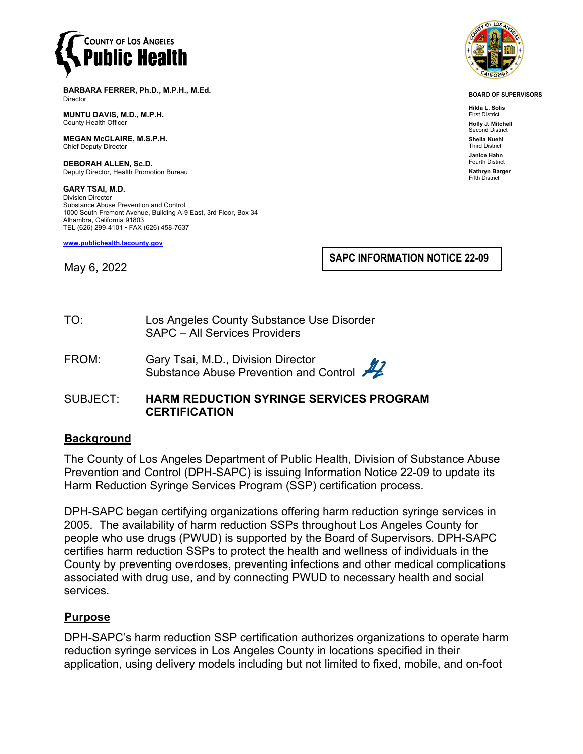**COUNTY OF LOS ANGELES**
**Public Health**

**BARBARA FERRER, Ph.D., M.P.H., M.Ed.**
Director

**MUNTU DAVIS, M.D., M.P.H.**
County Health Officer

**MEGAN McCLAIRE, M.S.P.H.**
Chief Deputy Director

**DEBORAH ALLEN, Sc.D.**
Deputy Director, Health Promotion Bureau

**GARY TSAI, M.D.**
Division Director
Substance Abuse Prevention and Control
1000 South Fremont Avenue, Building A-9 East, 3rd Floor, Box 34
Alhambra, California 91803
TEL (626) 299-4101 • FAX (626) 458-7637

www.publichealth.lacounty.gov

**BOARD OF SUPERVISORS**

**Hilda L. Solis**
First District

**Holly J. Mitchell**
Second District

**Sheila Kuehl**
Third District

**Janice Hahn**
Fourth District

**Kathryn Barger**
Fifth District

**SAPC INFORMATION NOTICE 22-09**

May 6, 2022

TO: Los Angeles County Substance Use Disorder SAPC – All Services Providers

FROM: Gary Tsai, M.D., Division Director
Substance Abuse Prevention and Control

SUBJECT: **HARM REDUCTION SYRINGE SERVICES PROGRAM CERTIFICATION**

## Background

The County of Los Angeles Department of Public Health, Division of Substance Abuse Prevention and Control (DPH-SAPC) is issuing Information Notice 22-09 to update its Harm Reduction Syringe Services Program (SSP) certification process.

DPH-SAPC began certifying organizations offering harm reduction syringe services in 2005. The availability of harm reduction SSPs throughout Los Angeles County for people who use drugs (PWUD) is supported by the Board of Supervisors. DPH-SAPC certifies harm reduction SSPs to protect the health and wellness of individuals in the County by preventing overdoses, preventing infections and other medical complications associated with drug use, and by connecting PWUD to necessary health and social services.

## Purpose

DPH-SAPC's harm reduction SSP certification authorizes organizations to operate harm reduction syringe services in Los Angeles County in locations specified in their application, using delivery models including but not limited to fixed, mobile, and on-foot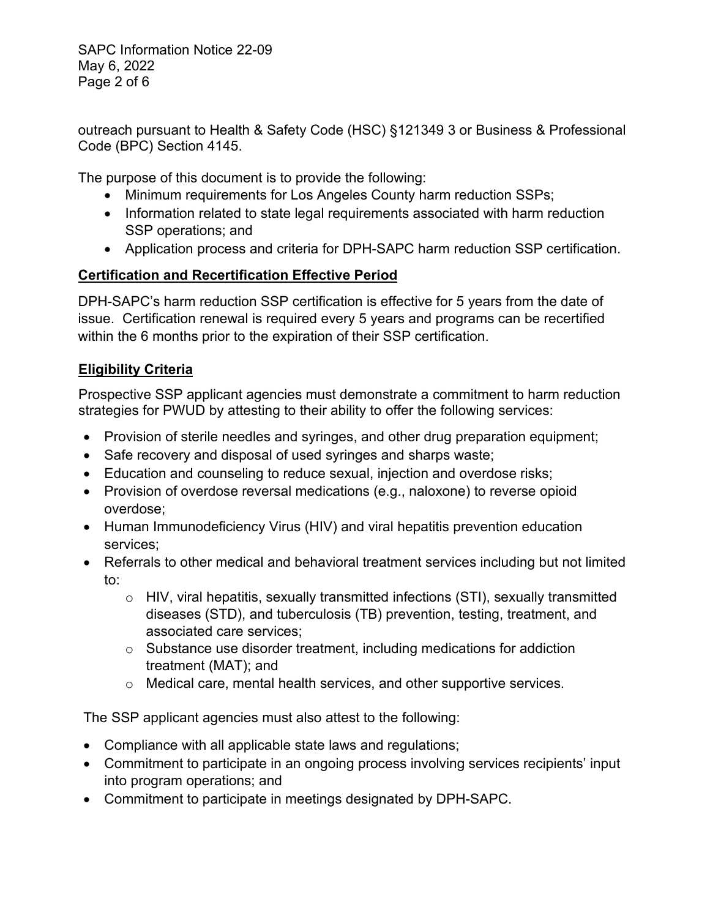outreach pursuant to Health & Safety Code (HSC) §121349 3 or Business & Professional Code (BPC) Section 4145.

The purpose of this document is to provide the following:

- Minimum requirements for Los Angeles County harm reduction SSPs;
- Information related to state legal requirements associated with harm reduction SSP operations; and
- Application process and criteria for DPH-SAPC harm reduction SSP certification.

## Certification and Recertification Effective Period

DPH-SAPC's harm reduction SSP certification is effective for 5 years from the date of issue. Certification renewal is required every 5 years and programs can be recertified within the 6 months prior to the expiration of their SSP certification.

## Eligibility Criteria

Prospective SSP applicant agencies must demonstrate a commitment to harm reduction strategies for PWUD by attesting to their ability to offer the following services:

- Provision of sterile needles and syringes, and other drug preparation equipment;
- Safe recovery and disposal of used syringes and sharps waste;
- Education and counseling to reduce sexual, injection and overdose risks;
- Provision of overdose reversal medications (e.g., naloxone) to reverse opioid overdose;
- Human Immunodeficiency Virus (HIV) and viral hepatitis prevention education services;
- Referrals to other medical and behavioral treatment services including but not limited to:
    - HIV, viral hepatitis, sexually transmitted infections (STI), sexually transmitted diseases (STD), and tuberculosis (TB) prevention, testing, treatment, and associated care services;
    - Substance use disorder treatment, including medications for addiction treatment (MAT); and
    - Medical care, mental health services, and other supportive services.

The SSP applicant agencies must also attest to the following:

- Compliance with all applicable state laws and regulations;
- Commitment to participate in an ongoing process involving services recipients' input into program operations; and
- Commitment to participate in meetings designated by DPH-SAPC.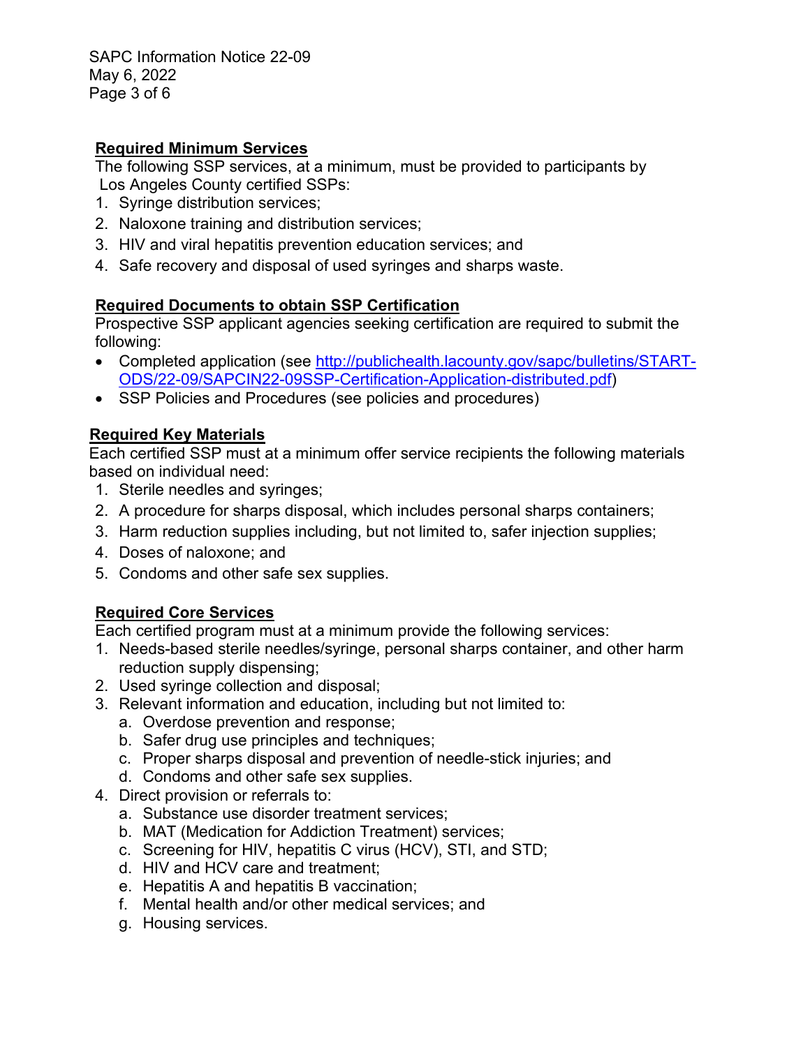**Required Minimum Services**

The following SSP services, at a minimum, must be provided to participants by Los Angeles County certified SSPs:

1. Syringe distribution services;
2. Naloxone training and distribution services;
3. HIV and viral hepatitis prevention education services; and
4. Safe recovery and disposal of used syringes and sharps waste.

**Required Documents to obtain SSP Certification**

Prospective SSP applicant agencies seeking certification are required to submit the following:

- Completed application (see [http://publichealth.lacounty.gov/sapc/bulletins/START-ODS/22-09/SAPCIN22-09SSP-Certification-Application-distributed.pdf](http://publichealth.lacounty.gov/sapc/bulletins/START-ODS/22-09/SAPCIN22-09SSP-Certification-Application-distributed.pdf))
- SSP Policies and Procedures (see policies and procedures)

**Required Key Materials**

Each certified SSP must at a minimum offer service recipients the following materials based on individual need:

1. Sterile needles and syringes;
2. A procedure for sharps disposal, which includes personal sharps containers;
3. Harm reduction supplies including, but not limited to, safer injection supplies;
4. Doses of naloxone; and
5. Condoms and other safe sex supplies.

**Required Core Services**

Each certified program must at a minimum provide the following services:

1. Needs-based sterile needles/syringe, personal sharps container, and other harm reduction supply dispensing;
2. Used syringe collection and disposal;
3. Relevant information and education, including but not limited to:
   a. Overdose prevention and response;
   b. Safer drug use principles and techniques;
   c. Proper sharps disposal and prevention of needle-stick injuries; and
   d. Condoms and other safe sex supplies.
4. Direct provision or referrals to:
   a. Substance use disorder treatment services;
   b. MAT (Medication for Addiction Treatment) services;
   c. Screening for HIV, hepatitis C virus (HCV), STI, and STD;
   d. HIV and HCV care and treatment;
   e. Hepatitis A and hepatitis B vaccination;
   f. Mental health and/or other medical services; and
   g. Housing services.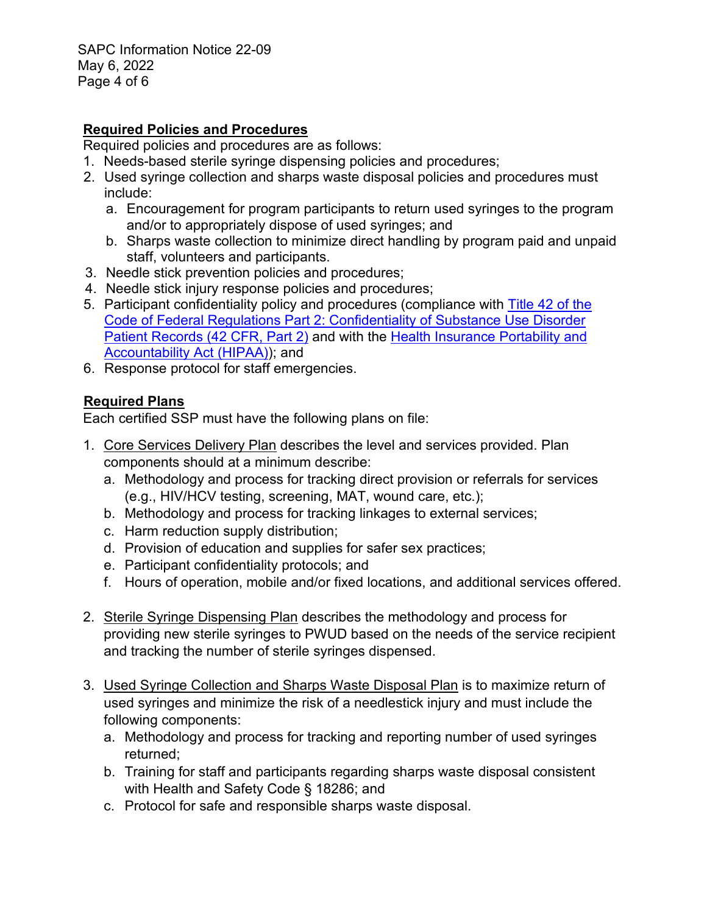**Required Policies and Procedures**

Required policies and procedures are as follows:

1. Needs-based sterile syringe dispensing policies and procedures;
2. Used syringe collection and sharps waste disposal policies and procedures must include:
   a. Encouragement for program participants to return used syringes to the program and/or to appropriately dispose of used syringes; and
   b. Sharps waste collection to minimize direct handling by program paid and unpaid staff, volunteers and participants.
3. Needle stick prevention policies and procedures;
4. Needle stick injury response policies and procedures;
5. Participant confidentiality policy and procedures (compliance with Title 42 of the Code of Federal Regulations Part 2: Confidentiality of Substance Use Disorder Patient Records (42 CFR, Part 2) and with the Health Insurance Portability and Accountability Act (HIPAA)); and
6. Response protocol for staff emergencies.

**Required Plans**

Each certified SSP must have the following plans on file:

1. Core Services Delivery Plan describes the level and services provided. Plan components should at a minimum describe:
   a. Methodology and process for tracking direct provision or referrals for services (e.g., HIV/HCV testing, screening, MAT, wound care, etc.);
   b. Methodology and process for tracking linkages to external services;
   c. Harm reduction supply distribution;
   d. Provision of education and supplies for safer sex practices;
   e. Participant confidentiality protocols; and
   f. Hours of operation, mobile and/or fixed locations, and additional services offered.

2. Sterile Syringe Dispensing Plan describes the methodology and process for providing new sterile syringes to PWUD based on the needs of the service recipient and tracking the number of sterile syringes dispensed.

3. Used Syringe Collection and Sharps Waste Disposal Plan is to maximize return of used syringes and minimize the risk of a needlestick injury and must include the following components:
   a. Methodology and process for tracking and reporting number of used syringes returned;
   b. Training for staff and participants regarding sharps waste disposal consistent with Health and Safety Code § 18286; and
   c. Protocol for safe and responsible sharps waste disposal.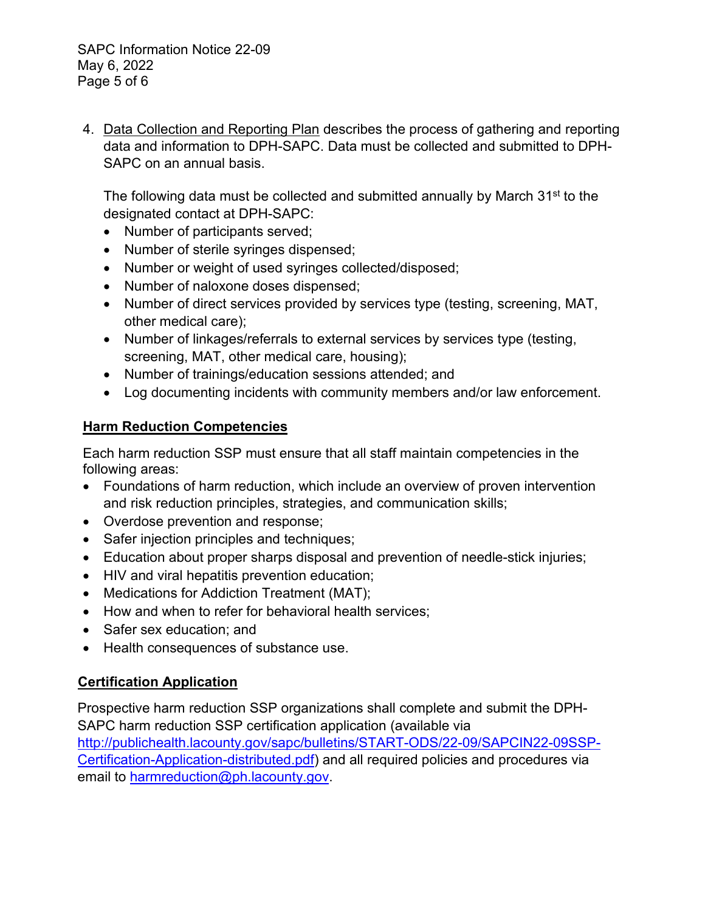4. Data Collection and Reporting Plan describes the process of gathering and reporting data and information to DPH-SAPC. Data must be collected and submitted to DPH-SAPC on an annual basis.

   The following data must be collected and submitted annually by March 31st to the designated contact at DPH-SAPC:

   - Number of participants served;
   - Number of sterile syringes dispensed;
   - Number or weight of used syringes collected/disposed;
   - Number of naloxone doses dispensed;
   - Number of direct services provided by services type (testing, screening, MAT, other medical care);
   - Number of linkages/referrals to external services by services type (testing, screening, MAT, other medical care, housing);
   - Number of trainings/education sessions attended; and
   - Log documenting incidents with community members and/or law enforcement.

## Harm Reduction Competencies

Each harm reduction SSP must ensure that all staff maintain competencies in the following areas:

- Foundations of harm reduction, which include an overview of proven intervention and risk reduction principles, strategies, and communication skills;
- Overdose prevention and response;
- Safer injection principles and techniques;
- Education about proper sharps disposal and prevention of needle-stick injuries;
- HIV and viral hepatitis prevention education;
- Medications for Addiction Treatment (MAT);
- How and when to refer for behavioral health services;
- Safer sex education; and
- Health consequences of substance use.

## Certification Application

Prospective harm reduction SSP organizations shall complete and submit the DPH-SAPC harm reduction SSP certification application (available via [http://publichealth.lacounty.gov/sapc/bulletins/START-ODS/22-09/SAPCIN22-09SSP-Certification-Application-distributed.pdf](http://publichealth.lacounty.gov/sapc/bulletins/START-ODS/22-09/SAPCIN22-09SSP-Certification-Application-distributed.pdf)) and all required policies and procedures via email to [harmreduction@ph.lacounty.gov](mailto:harmreduction@ph.lacounty.gov).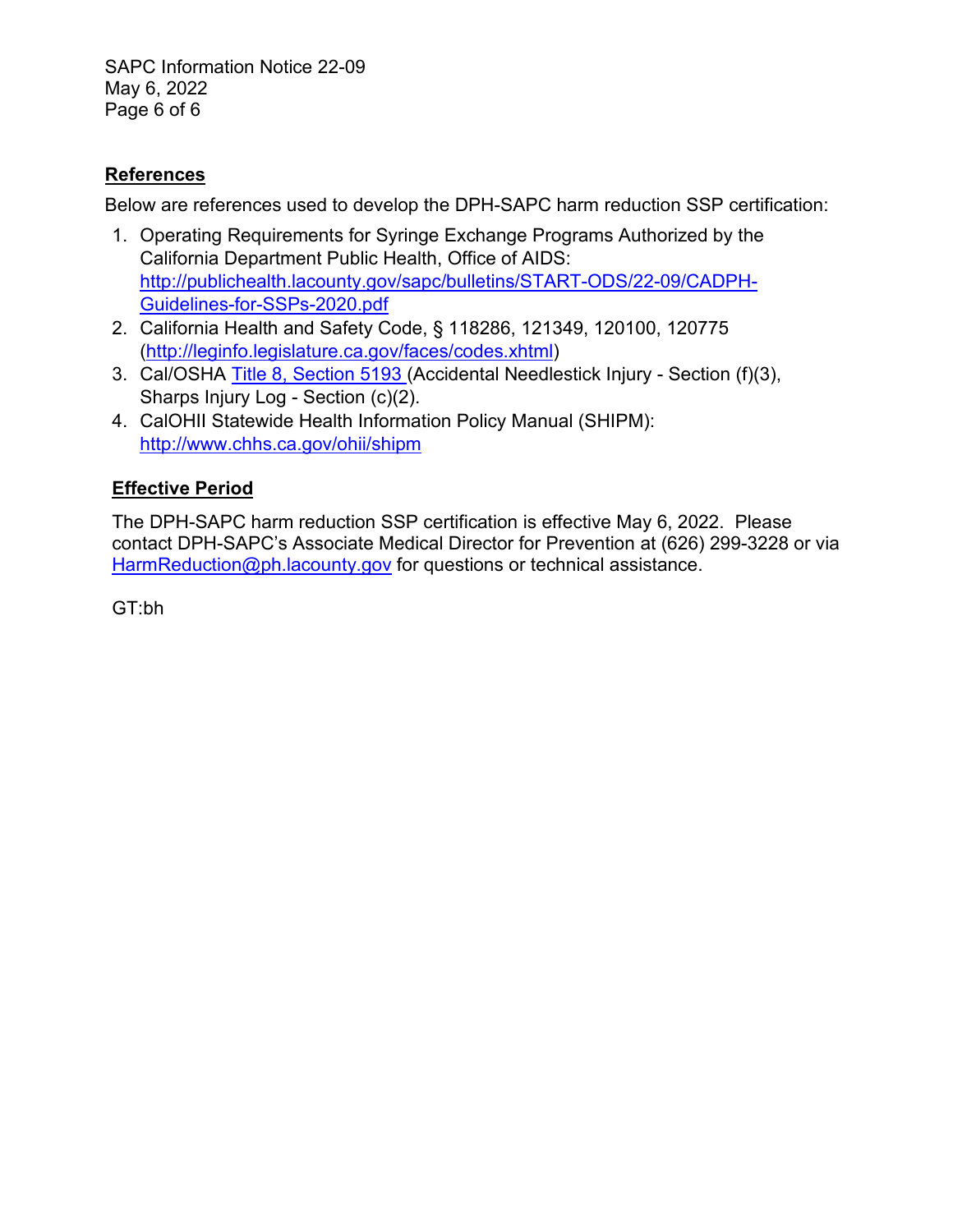## References

Below are references used to develop the DPH-SAPC harm reduction SSP certification:

1. Operating Requirements for Syringe Exchange Programs Authorized by the California Department Public Health, Office of AIDS: [http://publichealth.lacounty.gov/sapc/bulletins/START-ODS/22-09/CADPH-Guidelines-for-SSPs-2020.pdf](http://publichealth.lacounty.gov/sapc/bulletins/START-ODS/22-09/CADPH-Guidelines-for-SSPs-2020.pdf)
2. California Health and Safety Code, § 118286, 121349, 120100, 120775 ([http://leginfo.legislature.ca.gov/faces/codes.xhtml](http://leginfo.legislature.ca.gov/faces/codes.xhtml))
3. Cal/OSHA Title 8, Section 5193 (Accidental Needlestick Injury - Section (f)(3), Sharps Injury Log - Section (c)(2).
4. CalOHII Statewide Health Information Policy Manual (SHIPM): [http://www.chhs.ca.gov/ohii/shipm](http://www.chhs.ca.gov/ohii/shipm)

## Effective Period

The DPH-SAPC harm reduction SSP certification is effective May 6, 2022. Please contact DPH-SAPC's Associate Medical Director for Prevention at (626) 299-3228 or via HarmReduction@ph.lacounty.gov for questions or technical assistance.

GT:bh